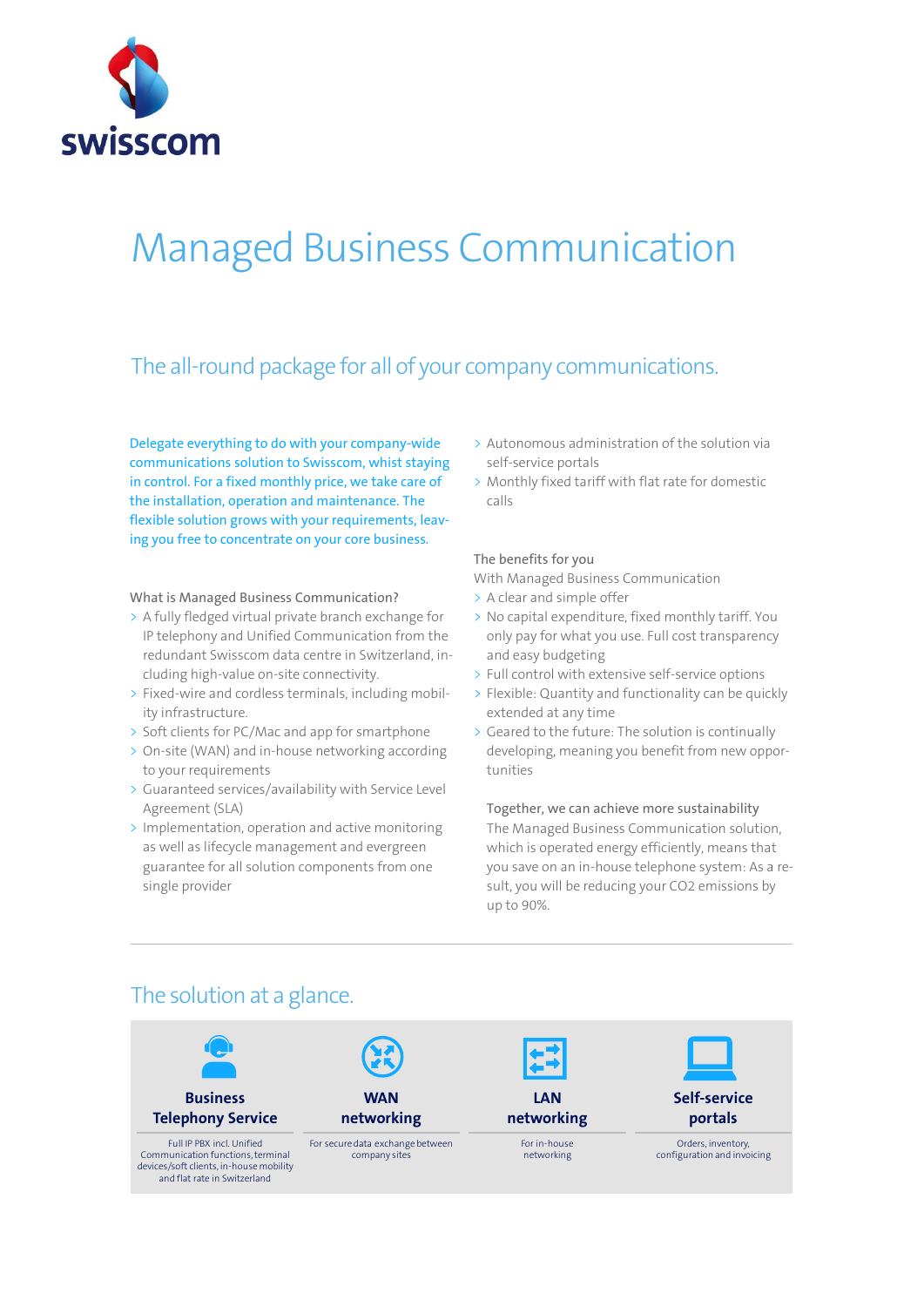swisscom

# Managed Business Communication

## The all-round package for all of your company communications.

Delegate everything to do with your company-wide communications solution to Swisscom, whilst staying in control. For a fixed monthly price, we take care of the installation, operation and maintenance. The flexible solution grows with your requirements, leaving you free to concentrate on your core business.

What is Managed Business Communication?

- A fully fledged virtual private branch exchange for IP telephony and Unified Communication from the redundant Swisscom data centre in Switzerland, including high-value on-site connectivity.
- Fixed-wire and cordless terminals, including mobility infrastructure.
- Soft clients for PC/Mac and app for smartphone
- On-site (WAN) and in-house networking according to your requirements
- Guaranteed services/availability with Service Level Agreement (SLA)
- Implementation, operation and active monitoring as well as lifecycle management and evergreen guarantee for all solution components from one single provider
- Autonomous administration of the solution via self-service portals
- Monthly fixed tariff with flat rate for domestic calls

The benefits for you

With Managed Business Communication

- A clear and simple offer
- No capital expenditure, fixed monthly tariff. You only pay for what you use. Full cost transparency and easy budgeting
- Full control with extensive self-service options
- Flexible: Quantity and functionality can be quickly extended at any time
- Geared to the future: The solution is continually developing, meaning you benefit from new opportunities

Together, we can achieve more sustainability

The Managed Business Communication solution, which is operated energy efficiently, means that you save on an in-house telephone system: As a result, you will be reducing your $CO_2$ emissions by up to 90%.

## The solution at a glance.

| Business Telephony Service | WAN networking | LAN networking | Self-service portals |
|---|---|---|---|
| Full IP PBX incl. Unified Communication functions, terminal devices/soft clients, in-house mobility and flat rate in Switzerland | For secure data exchange between company sites | For in-house networking | Orders, inventory, configuration and invoicing |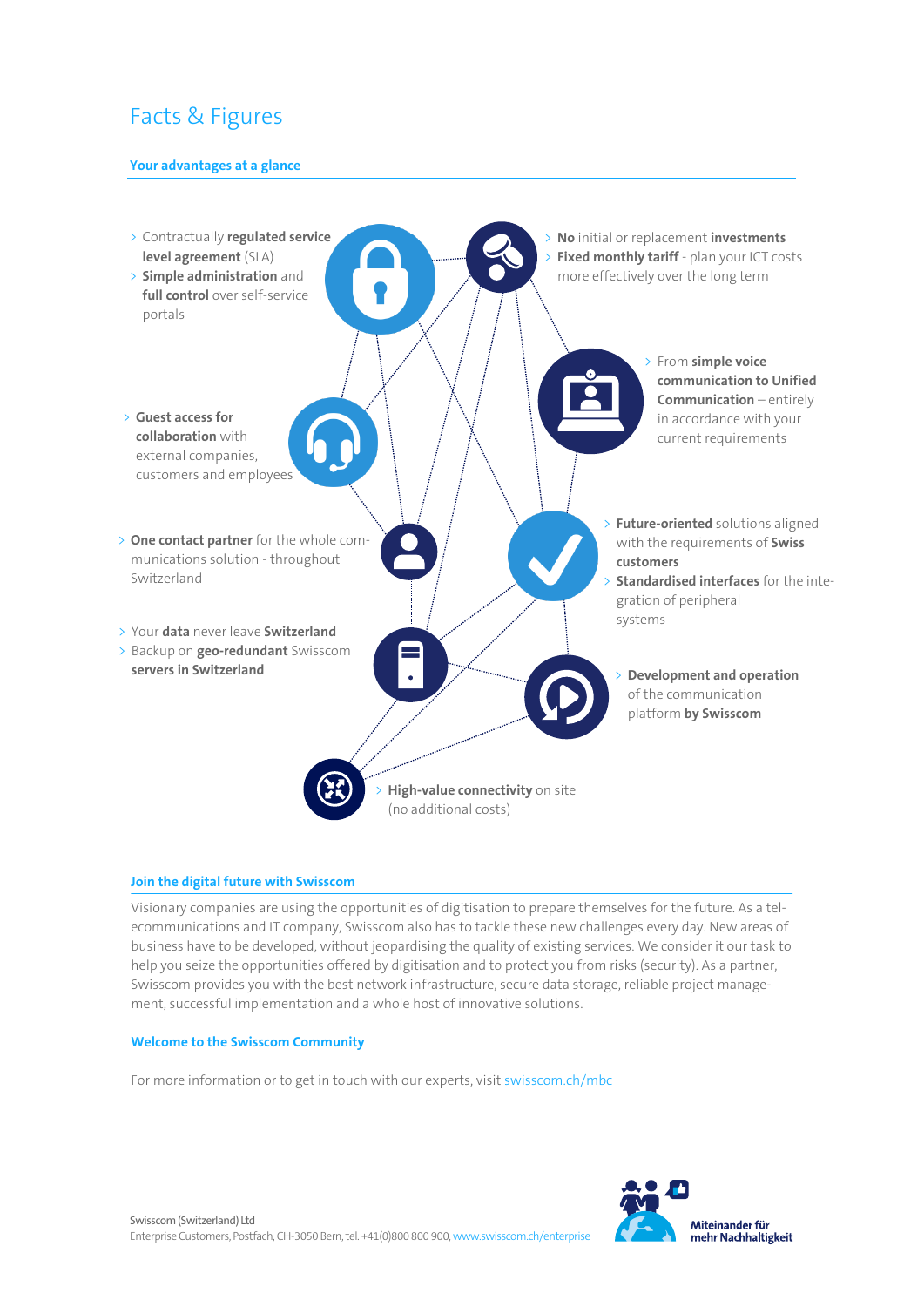# Facts & Figures

## Your advantages at a glance

- Contractually **regulated service level agreement** (SLA)
- **Simple administration** and **full control** over self-service portals

- **No** initial or replacement **investments**
- **Fixed monthly tariff** - plan your ICT costs more effectively over the long term

- From **simple voice communication to Unified Communication** – entirely in accordance with your current requirements

- **Guest access for collaboration** with external companies, customers and employees

- **One contact partner** for the whole communications solution - throughout Switzerland

- **Future-oriented** solutions aligned with the requirements of **Swiss customers**
- **Standardised interfaces** for the integration of peripheral systems

- Your **data** never leave **Switzerland**
- Backup on **geo-redundant** Swisscom **servers in Switzerland**

- **Development and operation** of the communication platform **by Swisscom**

- **High-value connectivity** on site (no additional costs)

## Join the digital future with Swisscom

Visionary companies are using the opportunities of digitisation to prepare themselves for the future. As a telecommunications and IT company, Swisscom also has to tackle these new challenges every day. New areas of business have to be developed, without jeopardising the quality of existing services. We consider it our task to help you seize the opportunities offered by digitisation and to protect you from risks (security). As a partner, Swisscom provides you with the best network infrastructure, secure data storage, reliable project management, successful implementation and a whole host of innovative solutions.

## Welcome to the Swisscom Community

For more information or to get in touch with our experts, visit swisscom.ch/mbc

Swisscom (Switzerland) Ltd
Enterprise Customers, Postfach, CH-3050 Bern, tel. +41(0)800 800 900, www.swisscom.ch/enterprise

Miteinander für mehr Nachhaltigkeit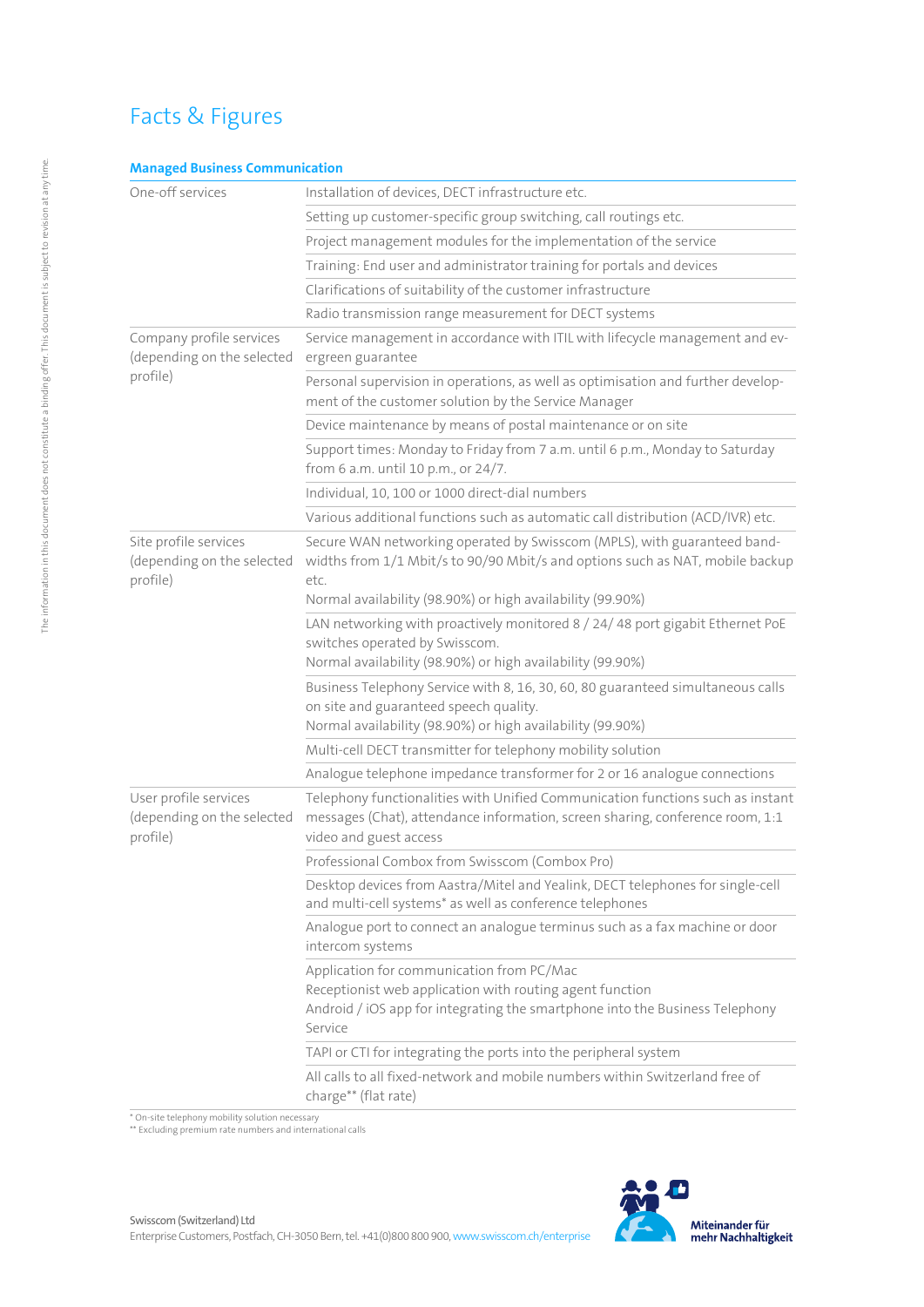# Facts & Figures

### Managed Business Communication

| | |
|---|---|
| One-off services | Installation of devices, DECT infrastructure etc. |
| | Setting up customer-specific group switching, call routings etc. |
| | Project management modules for the implementation of the service |
| | Training: End user and administrator training for portals and devices |
| | Clarifications of suitability of the customer infrastructure |
| | Radio transmission range measurement for DECT systems |
| Company profile services (depending on the selected profile) | Service management in accordance with ITIL with lifecycle management and evergreen guarantee |
| | Personal supervision in operations, as well as optimisation and further development of the customer solution by the Service Manager |
| | Device maintenance by means of postal maintenance or on site |
| | Support times: Monday to Friday from 7 a.m. until 6 p.m., Monday to Saturday from 6 a.m. until 10 p.m., or 24/7. |
| | Individual, 10, 100 or 1000 direct-dial numbers |
| | Various additional functions such as automatic call distribution (ACD/IVR) etc. |
| Site profile services (depending on the selected profile) | Secure WAN networking operated by Swisscom (MPLS), with guaranteed bandwidths from 1/1 Mbit/s to 90/90 Mbit/s and options such as NAT, mobile backup etc.<br>Normal availability (98.90%) or high availability (99.90%) |
| | LAN networking with proactively monitored 8 / 24/ 48 port gigabit Ethernet PoE switches operated by Swisscom.<br>Normal availability (98.90%) or high availability (99.90%) |
| | Business Telephony Service with 8, 16, 30, 60, 80 guaranteed simultaneous calls on site and guaranteed speech quality.<br>Normal availability (98.90%) or high availability (99.90%) |
| | Multi-cell DECT transmitter for telephony mobility solution |
| | Analogue telephone impedance transformer for 2 or 16 analogue connections |
| User profile services (depending on the selected profile) | Telephony functionalities with Unified Communication functions such as instant messages (Chat), attendance information, screen sharing, conference room, 1:1 video and guest access |
| | Professional Combox from Swisscom (Combox Pro) |
| | Desktop devices from Aastra/Mitel and Yealink, DECT telephones for single-cell and multi-cell systems* as well as conference telephones |
| | Analogue port to connect an analogue terminus such as a fax machine or door intercom systems |
| | Application for communication from PC/Mac<br>Receptionist web application with routing agent function<br>Android / iOS app for integrating the smartphone into the Business Telephony Service |
| | TAPI or CTI for integrating the ports into the peripheral system |
| | All calls to all fixed-network and mobile numbers within Switzerland free of charge** (flat rate) |

\* On-site telephony mobility solution necessary
\*\* Excluding premium rate numbers and international calls

The information in this document does not constitute a binding offer. This document is subject to revision at any time.

Swisscom (Switzerland) Ltd
Enterprise Customers, Postfach, CH-3050 Bern, tel. +41(0)800 800 900, www.swisscom.ch/enterprise

Miteinander für mehr Nachhaltigkeit